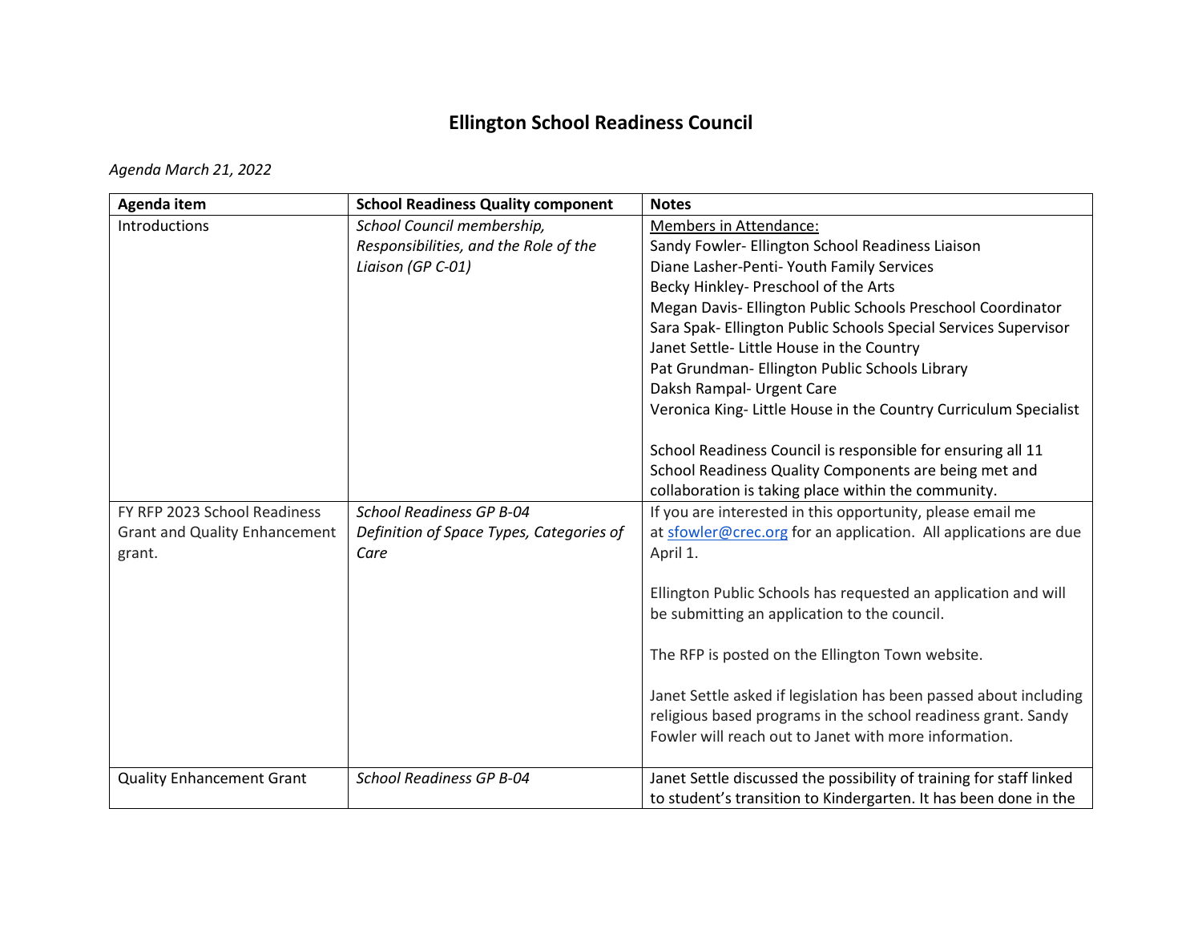# Ellington School Readiness Council

*Agenda March 21, 2022*

| Agenda item | School Readiness Quality component | Notes |
|---|---|---|
| Introductions | *School Council membership, Responsibilities, and the Role of the Liaison (GP C-01)* | Members in Attendance:<br>Sandy Fowler- Ellington School Readiness Liaison<br>Diane Lasher-Penti- Youth Family Services<br>Becky Hinkley- Preschool of the Arts<br>Megan Davis- Ellington Public Schools Preschool Coordinator<br>Sara Spak- Ellington Public Schools Special Services Supervisor<br>Janet Settle- Little House in the Country<br>Pat Grundman- Ellington Public Schools Library<br>Daksh Rampal- Urgent Care<br>Veronica King- Little House in the Country Curriculum Specialist<br><br>School Readiness Council is responsible for ensuring all 11 School Readiness Quality Components are being met and collaboration is taking place within the community. |
| FY RFP 2023 School Readiness Grant and Quality Enhancement grant. | *School Readiness GP B-04*<br>*Definition of Space Types, Categories of Care* | If you are interested in this opportunity, please email me at sfowler@crec.org for an application. All applications are due April 1.<br><br>Ellington Public Schools has requested an application and will be submitting an application to the council.<br><br>The RFP is posted on the Ellington Town website.<br><br>Janet Settle asked if legislation has been passed about including religious based programs in the school readiness grant. Sandy Fowler will reach out to Janet with more information. |
| Quality Enhancement Grant | *School Readiness GP B-04* | Janet Settle discussed the possibility of training for staff linked to student's transition to Kindergarten. It has been done in the |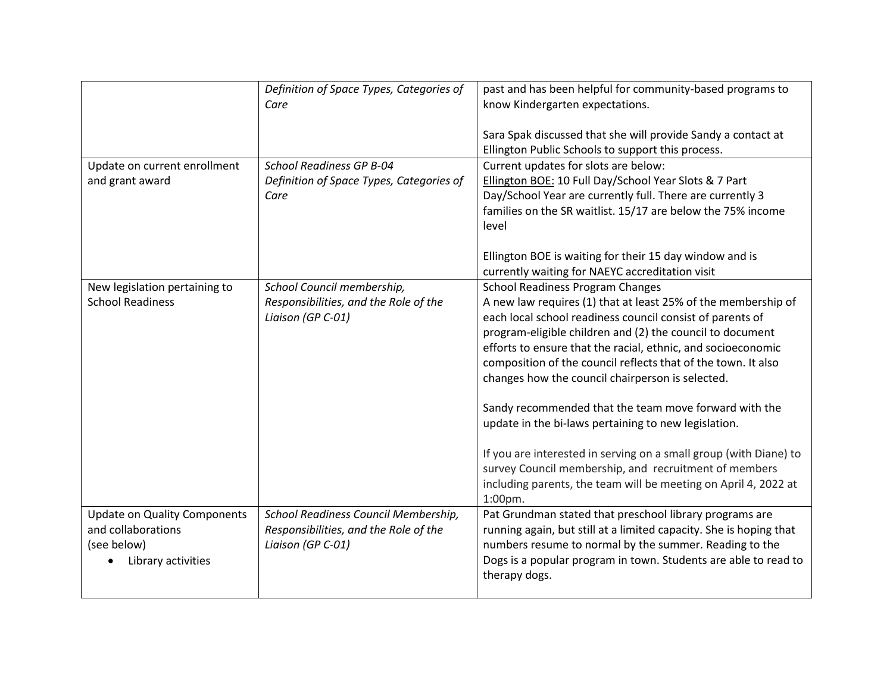| | | |
|---|---|---|
| | *Definition of Space Types, Categories of Care* | past and has been helpful for community-based programs to know Kindergarten expectations.<br><br>Sara Spak discussed that she will provide Sandy a contact at Ellington Public Schools to support this process. |
| Update on current enrollment and grant award | *School Readiness GP B-04*<br>*Definition of Space Types, Categories of Care* | Current updates for slots are below:<br><u>Ellington BOE:</u> 10 Full Day/School Year Slots & 7 Part Day/School Year are currently full. There are currently 3 families on the SR waitlist. 15/17 are below the 75% income level<br><br>Ellington BOE is waiting for their 15 day window and is currently waiting for NAEYC accreditation visit |
| New legislation pertaining to School Readiness | *School Council membership, Responsibilities, and the Role of the Liaison (GP C-01)* | School Readiness Program Changes<br>A new law requires (1) that at least 25% of the membership of each local school readiness council consist of parents of program-eligible children and (2) the council to document efforts to ensure that the racial, ethnic, and socioeconomic composition of the council reflects that of the town. It also changes how the council chairperson is selected.<br><br>Sandy recommended that the team move forward with the update in the bi-laws pertaining to new legislation.<br><br>If you are interested in serving on a small group (with Diane) to survey Council membership, and recruitment of members including parents, the team will be meeting on April 4, 2022 at 1:00pm. |
| Update on Quality Components and collaborations<br>(see below)<br>• Library activities | *School Readiness Council Membership, Responsibilities, and the Role of the Liaison (GP C-01)* | Pat Grundman stated that preschool library programs are running again, but still at a limited capacity. She is hoping that numbers resume to normal by the summer. Reading to the Dogs is a popular program in town. Students are able to read to therapy dogs. |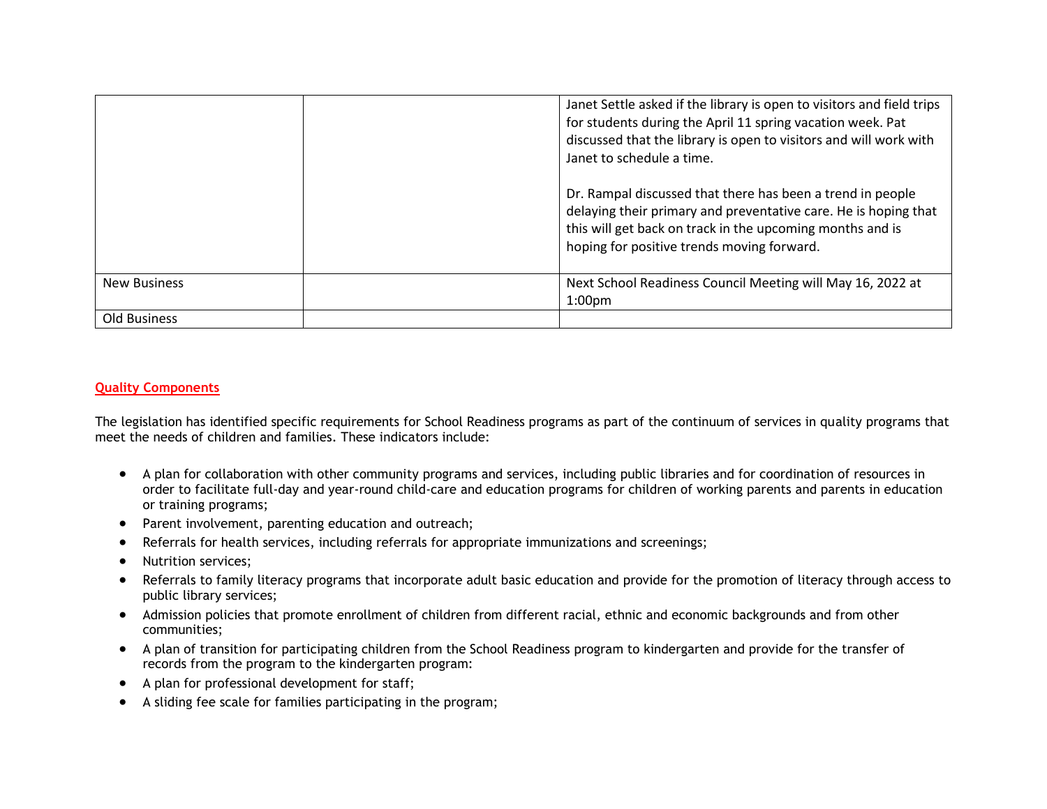| | | |
|---|---|---|
| | | Janet Settle asked if the library is open to visitors and field trips for students during the April 11 spring vacation week. Pat discussed that the library is open to visitors and will work with Janet to schedule a time.<br><br>Dr. Rampal discussed that there has been a trend in people delaying their primary and preventative care. He is hoping that this will get back on track in the upcoming months and is hoping for positive trends moving forward. |
| New Business | | Next School Readiness Council Meeting will May 16, 2022 at 1:00pm |
| Old Business | | |

## Quality Components

The legislation has identified specific requirements for School Readiness programs as part of the continuum of services in quality programs that meet the needs of children and families. These indicators include:

- A plan for collaboration with other community programs and services, including public libraries and for coordination of resources in order to facilitate full-day and year-round child-care and education programs for children of working parents and parents in education or training programs;
- Parent involvement, parenting education and outreach;
- Referrals for health services, including referrals for appropriate immunizations and screenings;
- Nutrition services;
- Referrals to family literacy programs that incorporate adult basic education and provide for the promotion of literacy through access to public library services;
- Admission policies that promote enrollment of children from different racial, ethnic and economic backgrounds and from other communities;
- A plan of transition for participating children from the School Readiness program to kindergarten and provide for the transfer of records from the program to the kindergarten program:
- A plan for professional development for staff;
- A sliding fee scale for families participating in the program;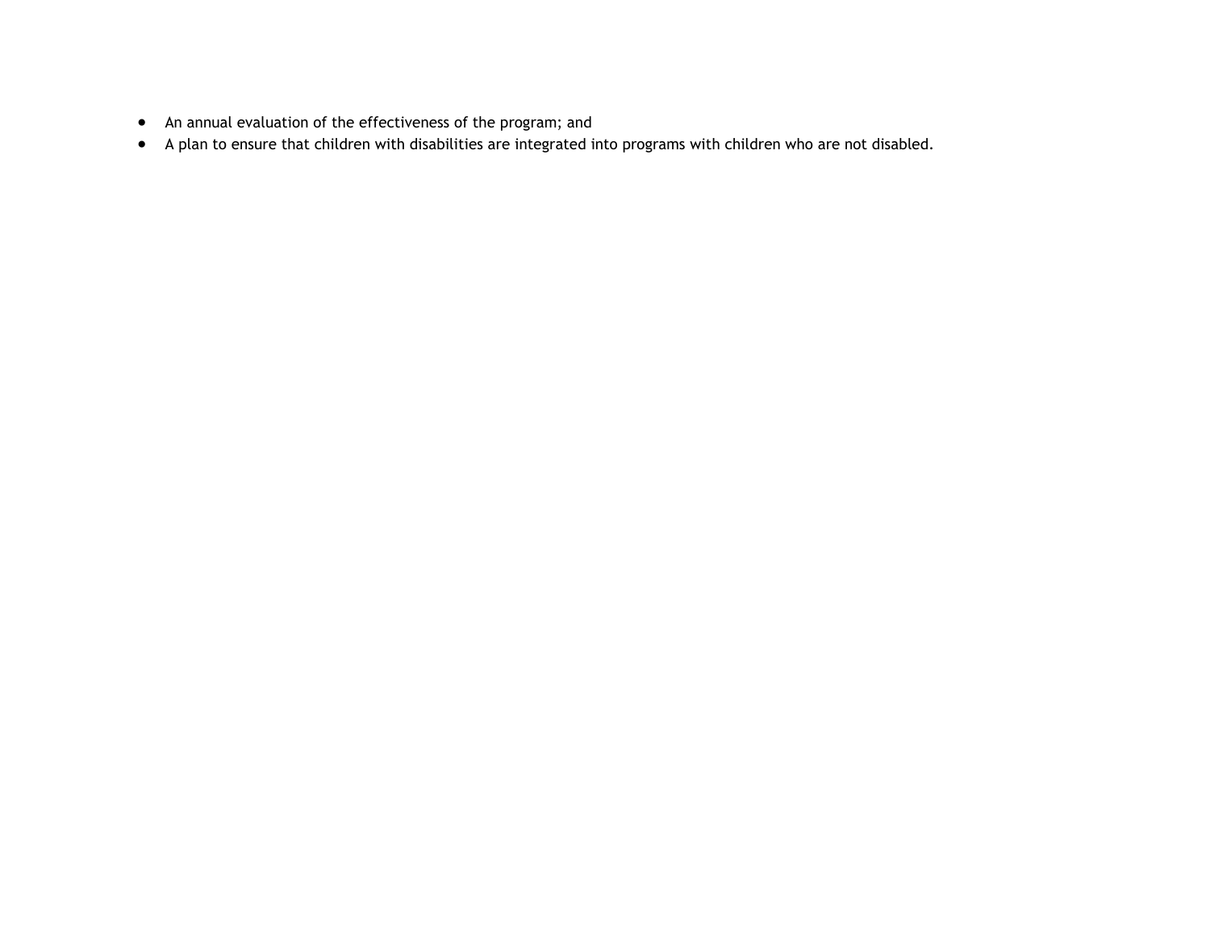- An annual evaluation of the effectiveness of the program; and
- A plan to ensure that children with disabilities are integrated into programs with children who are not disabled.